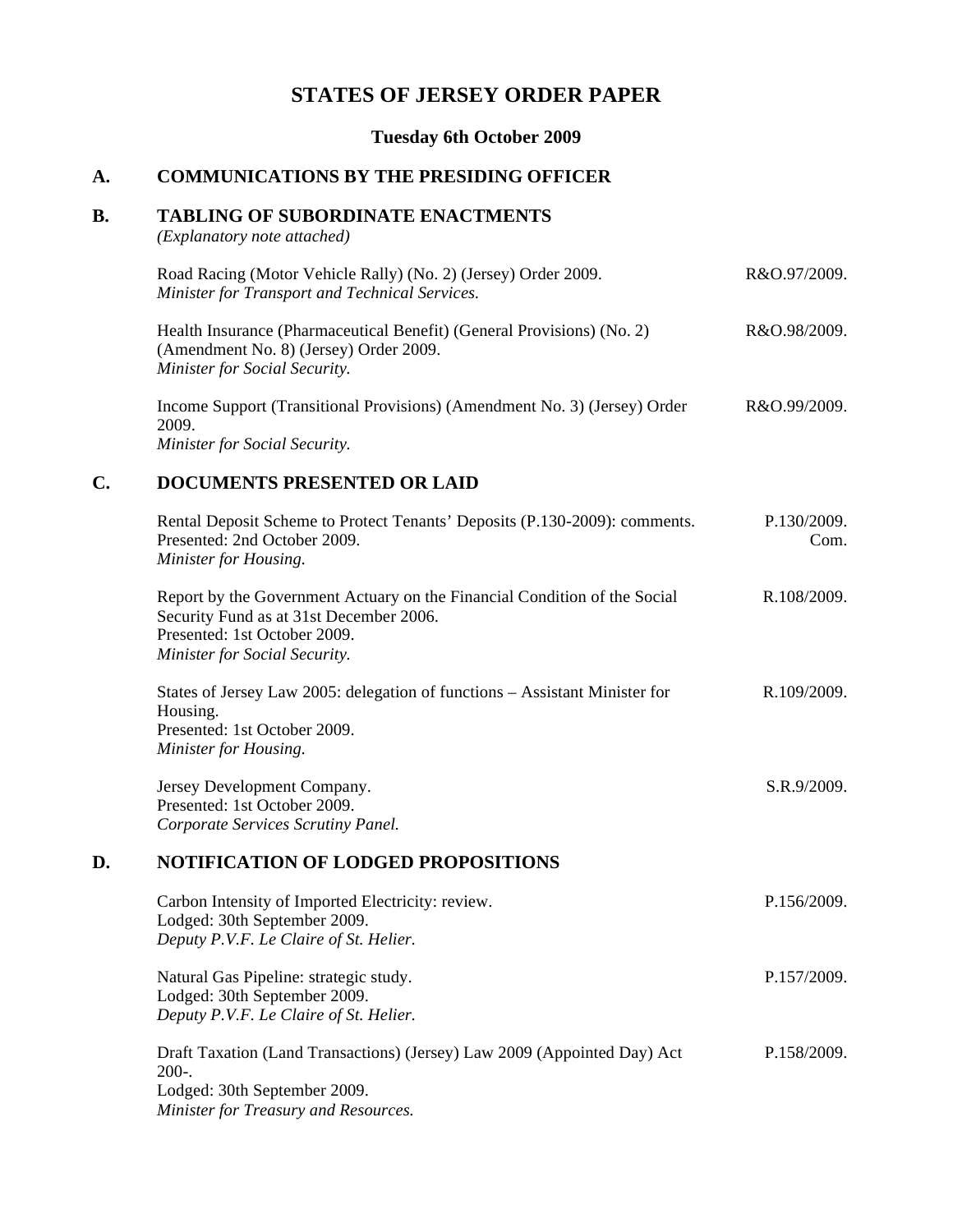# STATES OF JERSEY ORDER PAPER

**Tuesday 6th October 2009**

## A. COMMUNICATIONS BY THE PRESIDING OFFICER

## B. TABLING OF SUBORDINATE ENACTMENTS

*(Explanatory note attached)*

Road Racing (Motor Vehicle Rally) (No. 2) (Jersey) Order 2009. R&O.97/2009.
*Minister for Transport and Technical Services.*

Health Insurance (Pharmaceutical Benefit) (General Provisions) (No. 2) (Amendment No. 8) (Jersey) Order 2009. R&O.98/2009.
*Minister for Social Security.*

Income Support (Transitional Provisions) (Amendment No. 3) (Jersey) Order 2009. R&O.99/2009.
*Minister for Social Security.*

## C. DOCUMENTS PRESENTED OR LAID

Rental Deposit Scheme to Protect Tenants' Deposits (P.130-2009): comments. P.130/2009. Com.
Presented: 2nd October 2009.
*Minister for Housing.*

Report by the Government Actuary on the Financial Condition of the Social Security Fund as at 31st December 2006. R.108/2009.
Presented: 1st October 2009.
*Minister for Social Security.*

States of Jersey Law 2005: delegation of functions – Assistant Minister for Housing. R.109/2009.
Presented: 1st October 2009.
*Minister for Housing.*

Jersey Development Company. S.R.9/2009.
Presented: 1st October 2009.
*Corporate Services Scrutiny Panel.*

## D. NOTIFICATION OF LODGED PROPOSITIONS

Carbon Intensity of Imported Electricity: review. P.156/2009.
Lodged: 30th September 2009.
*Deputy P.V.F. Le Claire of St. Helier.*

Natural Gas Pipeline: strategic study. P.157/2009.
Lodged: 30th September 2009.
*Deputy P.V.F. Le Claire of St. Helier.*

Draft Taxation (Land Transactions) (Jersey) Law 2009 (Appointed Day) Act 200-. P.158/2009.
Lodged: 30th September 2009.
*Minister for Treasury and Resources.*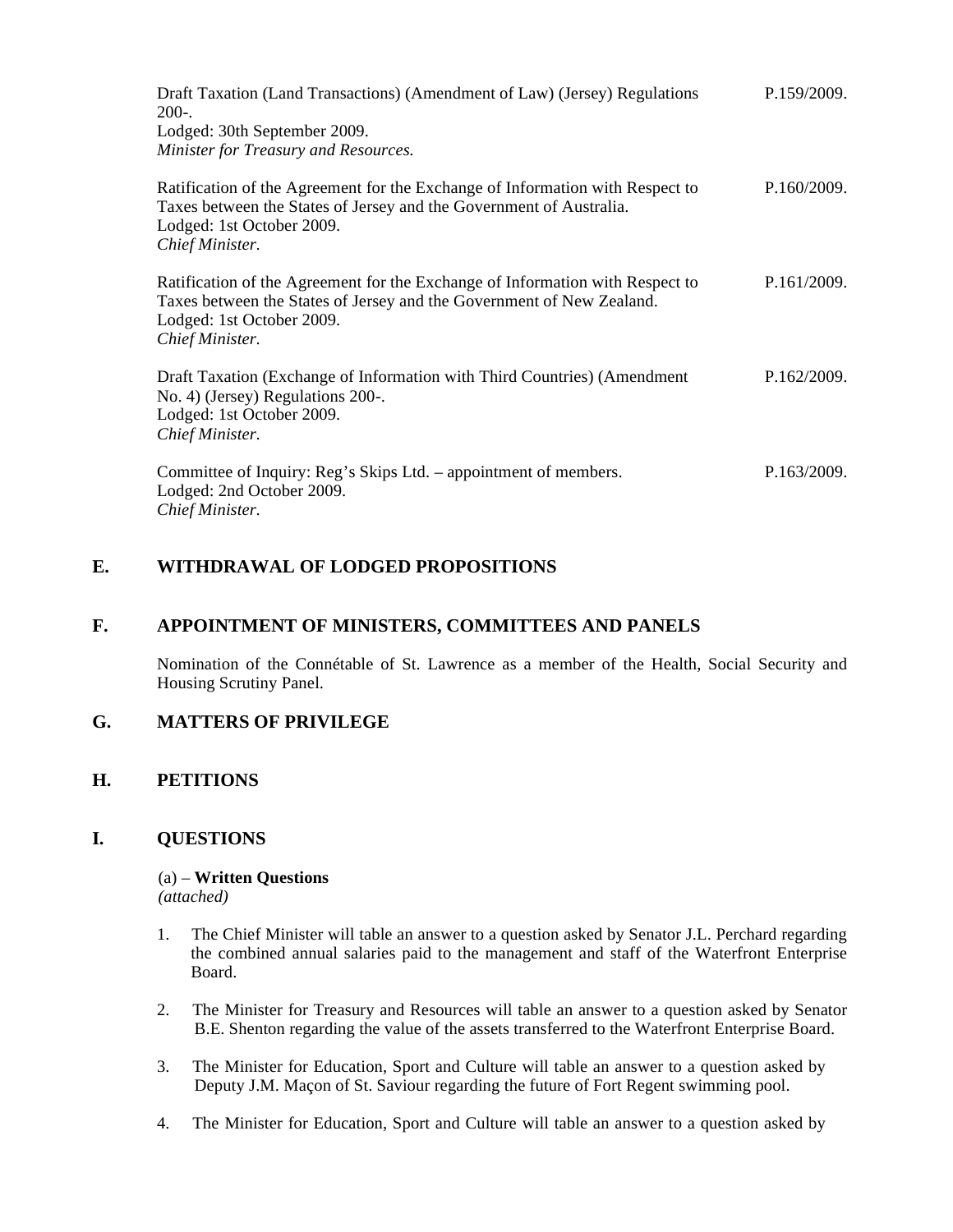Draft Taxation (Land Transactions) (Amendment of Law) (Jersey) Regulations 200-. P.159/2009.
Lodged: 30th September 2009.
*Minister for Treasury and Resources.*

Ratification of the Agreement for the Exchange of Information with Respect to Taxes between the States of Jersey and the Government of Australia. P.160/2009.
Lodged: 1st October 2009.
*Chief Minister.*

Ratification of the Agreement for the Exchange of Information with Respect to Taxes between the States of Jersey and the Government of New Zealand. P.161/2009.
Lodged: 1st October 2009.
*Chief Minister.*

Draft Taxation (Exchange of Information with Third Countries) (Amendment No. 4) (Jersey) Regulations 200-. P.162/2009.
Lodged: 1st October 2009.
*Chief Minister.*

Committee of Inquiry: Reg's Skips Ltd. – appointment of members. P.163/2009.
Lodged: 2nd October 2009.
*Chief Minister.*

## E. WITHDRAWAL OF LODGED PROPOSITIONS

## F. APPOINTMENT OF MINISTERS, COMMITTEES AND PANELS

Nomination of the Connétable of St. Lawrence as a member of the Health, Social Security and Housing Scrutiny Panel.

## G. MATTERS OF PRIVILEGE

## H. PETITIONS

## I. QUESTIONS

(a) – **Written Questions**
*(attached)*

1. The Chief Minister will table an answer to a question asked by Senator J.L. Perchard regarding the combined annual salaries paid to the management and staff of the Waterfront Enterprise Board.

2. The Minister for Treasury and Resources will table an answer to a question asked by Senator B.E. Shenton regarding the value of the assets transferred to the Waterfront Enterprise Board.

3. The Minister for Education, Sport and Culture will table an answer to a question asked by Deputy J.M. Maçon of St. Saviour regarding the future of Fort Regent swimming pool.

4. The Minister for Education, Sport and Culture will table an answer to a question asked by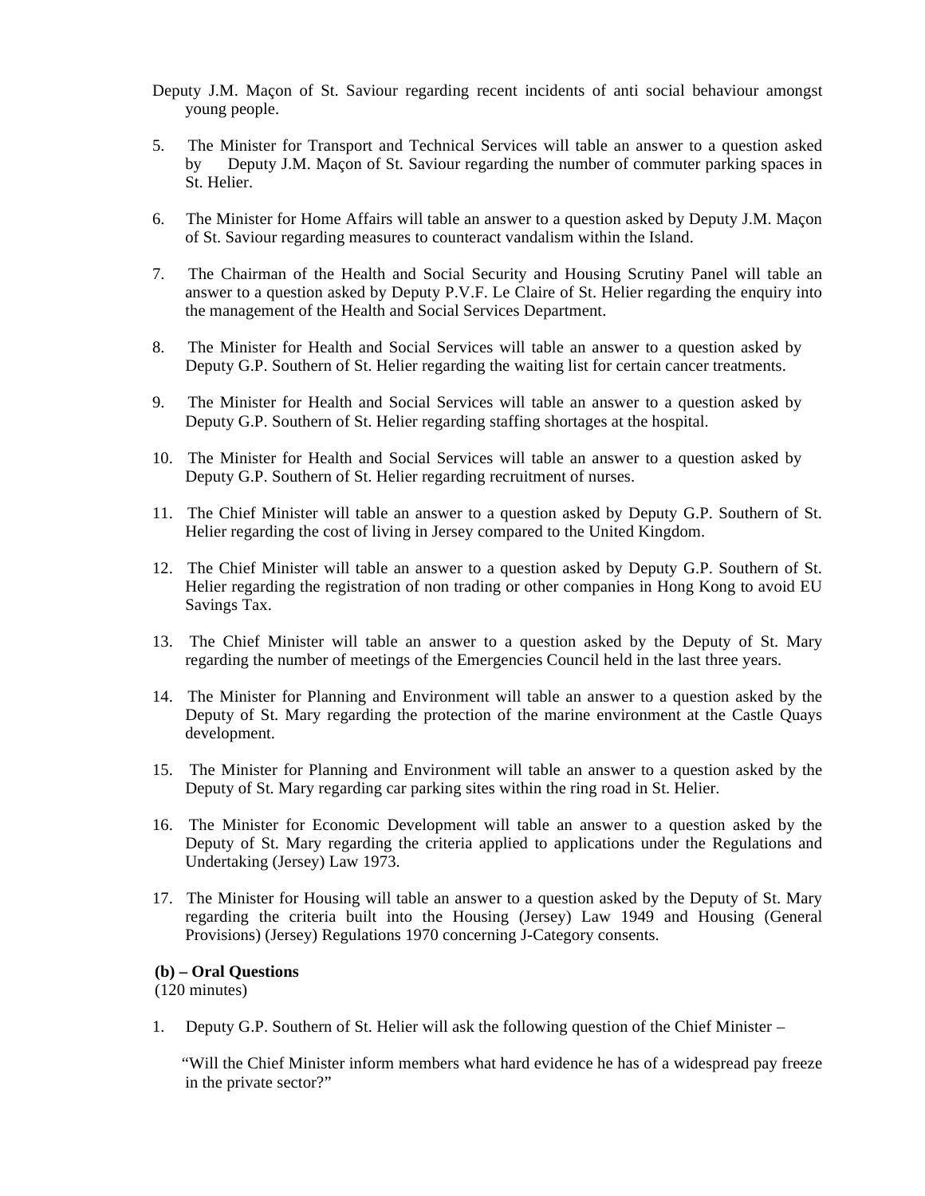Deputy J.M. Maçon of St. Saviour regarding recent incidents of anti social behaviour amongst young people.

5. The Minister for Transport and Technical Services will table an answer to a question asked by Deputy J.M. Maçon of St. Saviour regarding the number of commuter parking spaces in St. Helier.

6. The Minister for Home Affairs will table an answer to a question asked by Deputy J.M. Maçon of St. Saviour regarding measures to counteract vandalism within the Island.

7. The Chairman of the Health and Social Security and Housing Scrutiny Panel will table an answer to a question asked by Deputy P.V.F. Le Claire of St. Helier regarding the enquiry into the management of the Health and Social Services Department.

8. The Minister for Health and Social Services will table an answer to a question asked by Deputy G.P. Southern of St. Helier regarding the waiting list for certain cancer treatments.

9. The Minister for Health and Social Services will table an answer to a question asked by Deputy G.P. Southern of St. Helier regarding staffing shortages at the hospital.

10. The Minister for Health and Social Services will table an answer to a question asked by Deputy G.P. Southern of St. Helier regarding recruitment of nurses.

11. The Chief Minister will table an answer to a question asked by Deputy G.P. Southern of St. Helier regarding the cost of living in Jersey compared to the United Kingdom.

12. The Chief Minister will table an answer to a question asked by Deputy G.P. Southern of St. Helier regarding the registration of non trading or other companies in Hong Kong to avoid EU Savings Tax.

13. The Chief Minister will table an answer to a question asked by the Deputy of St. Mary regarding the number of meetings of the Emergencies Council held in the last three years.

14. The Minister for Planning and Environment will table an answer to a question asked by the Deputy of St. Mary regarding the protection of the marine environment at the Castle Quays development.

15. The Minister for Planning and Environment will table an answer to a question asked by the Deputy of St. Mary regarding car parking sites within the ring road in St. Helier.

16. The Minister for Economic Development will table an answer to a question asked by the Deputy of St. Mary regarding the criteria applied to applications under the Regulations and Undertaking (Jersey) Law 1973.

17. The Minister for Housing will table an answer to a question asked by the Deputy of St. Mary regarding the criteria built into the Housing (Jersey) Law 1949 and Housing (General Provisions) (Jersey) Regulations 1970 concerning J-Category consents.

**(b) – Oral Questions**
(120 minutes)

1. Deputy G.P. Southern of St. Helier will ask the following question of the Chief Minister –

   "Will the Chief Minister inform members what hard evidence he has of a widespread pay freeze in the private sector?"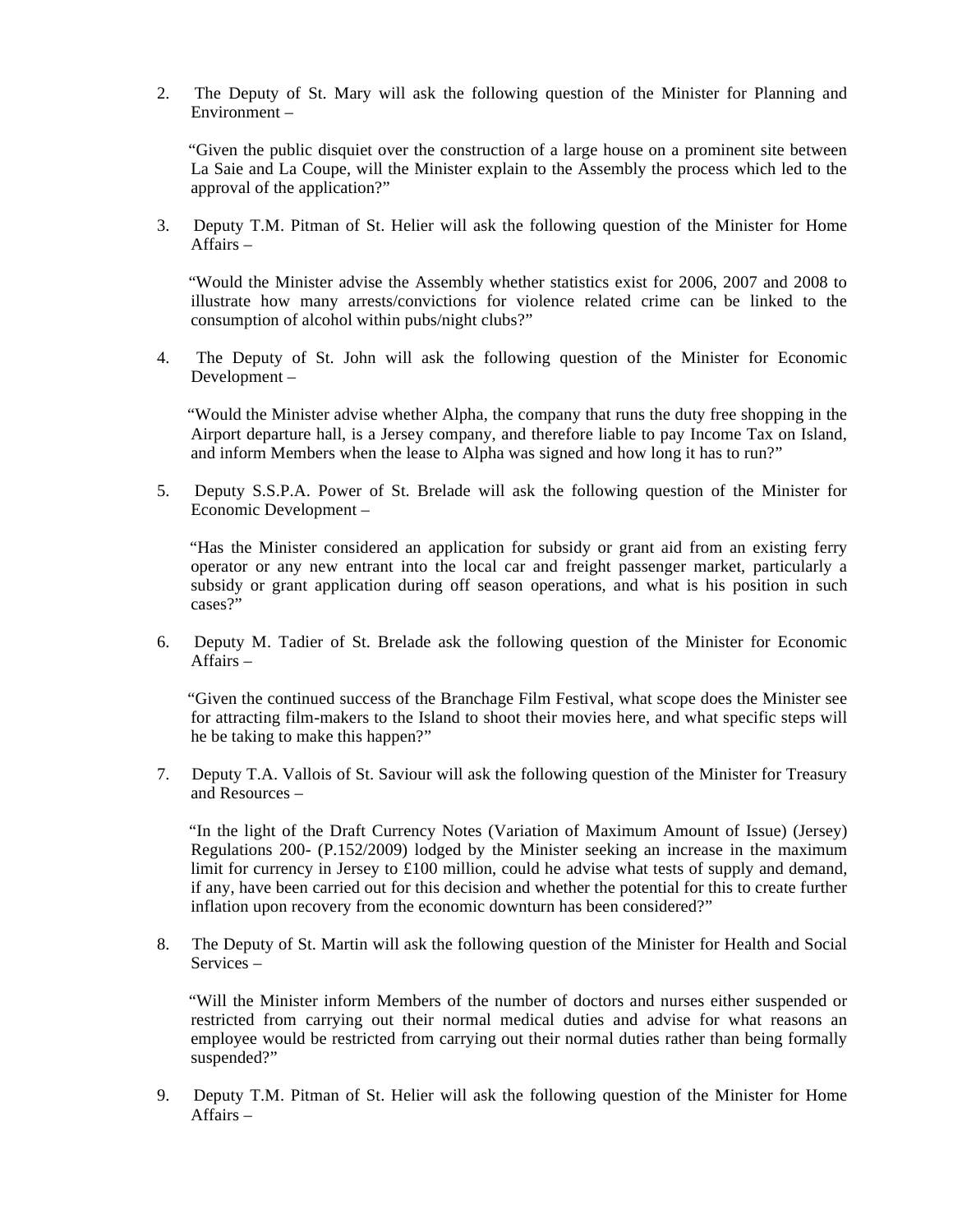2. The Deputy of St. Mary will ask the following question of the Minister for Planning and Environment –

   "Given the public disquiet over the construction of a large house on a prominent site between La Saie and La Coupe, will the Minister explain to the Assembly the process which led to the approval of the application?"

3. Deputy T.M. Pitman of St. Helier will ask the following question of the Minister for Home Affairs –

   "Would the Minister advise the Assembly whether statistics exist for 2006, 2007 and 2008 to illustrate how many arrests/convictions for violence related crime can be linked to the consumption of alcohol within pubs/night clubs?"

4. The Deputy of St. John will ask the following question of the Minister for Economic Development –

   "Would the Minister advise whether Alpha, the company that runs the duty free shopping in the Airport departure hall, is a Jersey company, and therefore liable to pay Income Tax on Island, and inform Members when the lease to Alpha was signed and how long it has to run?"

5. Deputy S.S.P.A. Power of St. Brelade will ask the following question of the Minister for Economic Development –

   "Has the Minister considered an application for subsidy or grant aid from an existing ferry operator or any new entrant into the local car and freight passenger market, particularly a subsidy or grant application during off season operations, and what is his position in such cases?"

6. Deputy M. Tadier of St. Brelade ask the following question of the Minister for Economic Affairs –

   "Given the continued success of the Branchage Film Festival, what scope does the Minister see for attracting film-makers to the Island to shoot their movies here, and what specific steps will he be taking to make this happen?"

7. Deputy T.A. Vallois of St. Saviour will ask the following question of the Minister for Treasury and Resources –

   "In the light of the Draft Currency Notes (Variation of Maximum Amount of Issue) (Jersey) Regulations 200- (P.152/2009) lodged by the Minister seeking an increase in the maximum limit for currency in Jersey to £100 million, could he advise what tests of supply and demand, if any, have been carried out for this decision and whether the potential for this to create further inflation upon recovery from the economic downturn has been considered?"

8. The Deputy of St. Martin will ask the following question of the Minister for Health and Social Services –

   "Will the Minister inform Members of the number of doctors and nurses either suspended or restricted from carrying out their normal medical duties and advise for what reasons an employee would be restricted from carrying out their normal duties rather than being formally suspended?"

9. Deputy T.M. Pitman of St. Helier will ask the following question of the Minister for Home Affairs –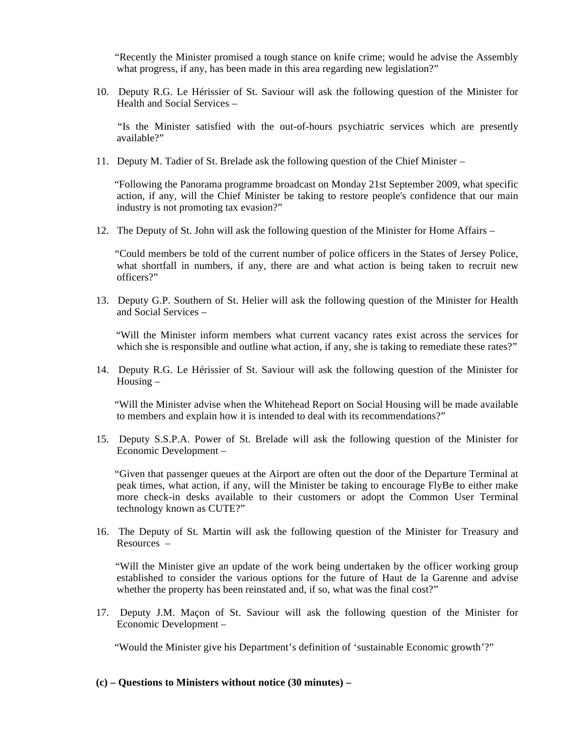"Recently the Minister promised a tough stance on knife crime; would he advise the Assembly what progress, if any, has been made in this area regarding new legislation?"

10. Deputy R.G. Le Hérissier of St. Saviour will ask the following question of the Minister for Health and Social Services –

    "Is the Minister satisfied with the out-of-hours psychiatric services which are presently available?"

11. Deputy M. Tadier of St. Brelade ask the following question of the Chief Minister –

    "Following the Panorama programme broadcast on Monday 21st September 2009, what specific action, if any, will the Chief Minister be taking to restore people's confidence that our main industry is not promoting tax evasion?"

12. The Deputy of St. John will ask the following question of the Minister for Home Affairs –

    "Could members be told of the current number of police officers in the States of Jersey Police, what shortfall in numbers, if any, there are and what action is being taken to recruit new officers?"

13. Deputy G.P. Southern of St. Helier will ask the following question of the Minister for Health and Social Services –

    "Will the Minister inform members what current vacancy rates exist across the services for which she is responsible and outline what action, if any, she is taking to remediate these rates?"

14. Deputy R.G. Le Hérissier of St. Saviour will ask the following question of the Minister for Housing –

    "Will the Minister advise when the Whitehead Report on Social Housing will be made available to members and explain how it is intended to deal with its recommendations?"

15. Deputy S.S.P.A. Power of St. Brelade will ask the following question of the Minister for Economic Development –

    "Given that passenger queues at the Airport are often out the door of the Departure Terminal at peak times, what action, if any, will the Minister be taking to encourage FlyBe to either make more check-in desks available to their customers or adopt the Common User Terminal technology known as CUTE?"

16. The Deputy of St. Martin will ask the following question of the Minister for Treasury and Resources –

    "Will the Minister give an update of the work being undertaken by the officer working group established to consider the various options for the future of Haut de la Garenne and advise whether the property has been reinstated and, if so, what was the final cost?"

17. Deputy J.M. Maçon of St. Saviour will ask the following question of the Minister for Economic Development –

    "Would the Minister give his Department's definition of 'sustainable Economic growth'?"

**(c) – Questions to Ministers without notice (30 minutes) –**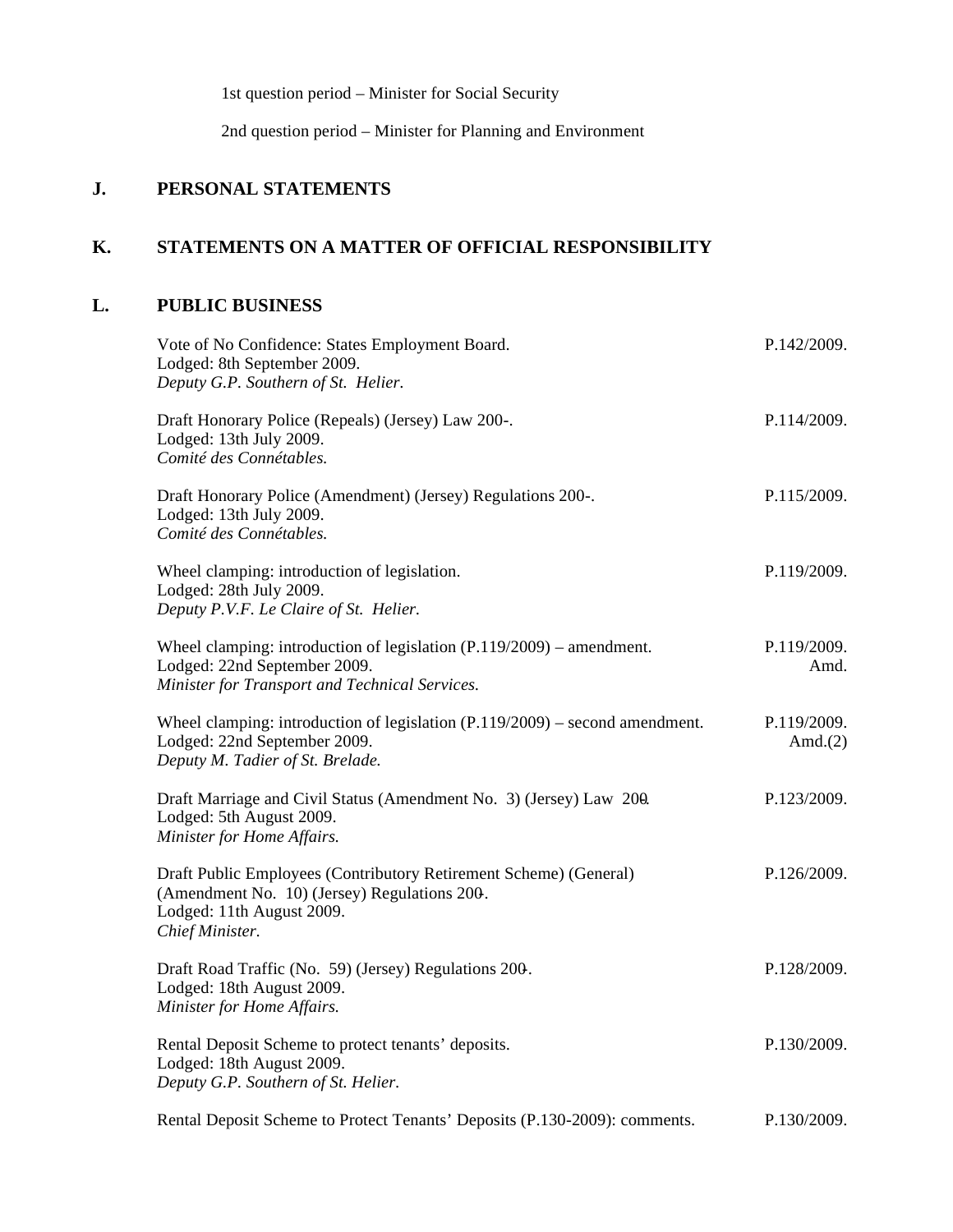1st question period – Minister for Social Security

2nd question period – Minister for Planning and Environment

## J. PERSONAL STATEMENTS

## K. STATEMENTS ON A MATTER OF OFFICIAL RESPONSIBILITY

## L. PUBLIC BUSINESS

Vote of No Confidence: States Employment Board. P.142/2009.
Lodged: 8th September 2009.
*Deputy G.P. Southern of St. Helier.*

Draft Honorary Police (Repeals) (Jersey) Law 200-. P.114/2009.
Lodged: 13th July 2009.
*Comité des Connétables.*

Draft Honorary Police (Amendment) (Jersey) Regulations 200-. P.115/2009.
Lodged: 13th July 2009.
*Comité des Connétables.*

Wheel clamping: introduction of legislation. P.119/2009.
Lodged: 28th July 2009.
*Deputy P.V.F. Le Claire of St. Helier.*

Wheel clamping: introduction of legislation (P.119/2009) – amendment. P.119/2009. Amd.
Lodged: 22nd September 2009.
*Minister for Transport and Technical Services.*

Wheel clamping: introduction of legislation (P.119/2009) – second amendment. P.119/2009. Amd.(2)
Lodged: 22nd September 2009.
*Deputy M. Tadier of St. Brelade.*

Draft Marriage and Civil Status (Amendment No. 3) (Jersey) Law 200-. P.123/2009.
Lodged: 5th August 2009.
*Minister for Home Affairs.*

Draft Public Employees (Contributory Retirement Scheme) (General) (Amendment No. 10) (Jersey) Regulations 200-. P.126/2009.
Lodged: 11th August 2009.
*Chief Minister.*

Draft Road Traffic (No. 59) (Jersey) Regulations 200-. P.128/2009.
Lodged: 18th August 2009.
*Minister for Home Affairs.*

Rental Deposit Scheme to protect tenants' deposits. P.130/2009.
Lodged: 18th August 2009.
*Deputy G.P. Southern of St. Helier.*

Rental Deposit Scheme to Protect Tenants' Deposits (P.130-2009): comments. P.130/2009.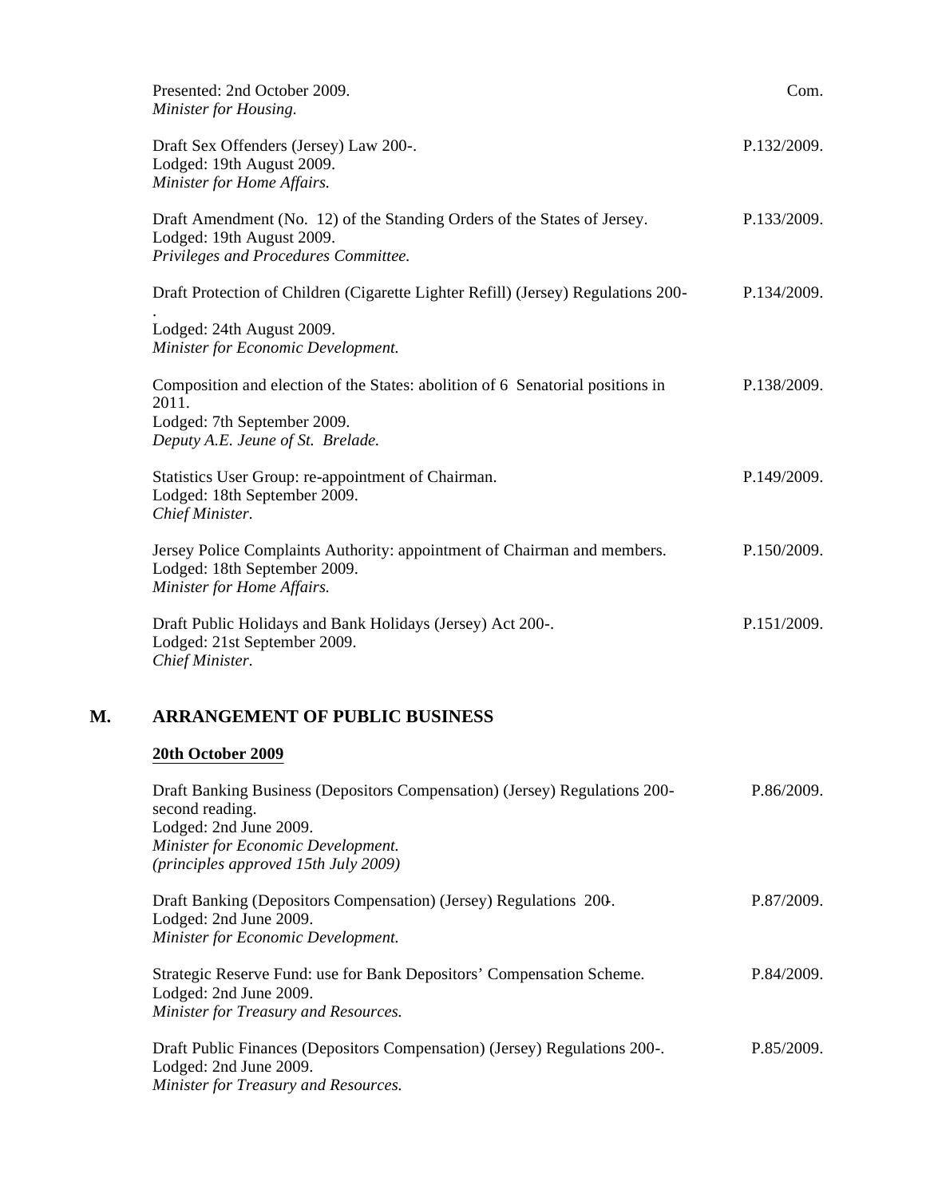Presented: 2nd October 2009.
*Minister for Housing.* Com.

Draft Sex Offenders (Jersey) Law 200-. P.132/2009.
Lodged: 19th August 2009.
*Minister for Home Affairs.*

Draft Amendment (No. 12) of the Standing Orders of the States of Jersey. P.133/2009.
Lodged: 19th August 2009.
*Privileges and Procedures Committee.*

Draft Protection of Children (Cigarette Lighter Refill) (Jersey) Regulations 200-. P.134/2009.
Lodged: 24th August 2009.
*Minister for Economic Development.*

Composition and election of the States: abolition of 6 Senatorial positions in 2011. P.138/2009.
Lodged: 7th September 2009.
*Deputy A.E. Jeune of St. Brelade.*

Statistics User Group: re-appointment of Chairman. P.149/2009.
Lodged: 18th September 2009.
*Chief Minister.*

Jersey Police Complaints Authority: appointment of Chairman and members. P.150/2009.
Lodged: 18th September 2009.
*Minister for Home Affairs.*

Draft Public Holidays and Bank Holidays (Jersey) Act 200-. P.151/2009.
Lodged: 21st September 2009.
*Chief Minister.*

## M. ARRANGEMENT OF PUBLIC BUSINESS

**20th October 2009**

Draft Banking Business (Depositors Compensation) (Jersey) Regulations 200- second reading. P.86/2009.
Lodged: 2nd June 2009.
*Minister for Economic Development.*
*(principles approved 15th July 2009)*

Draft Banking (Depositors Compensation) (Jersey) Regulations 200-. P.87/2009.
Lodged: 2nd June 2009.
*Minister for Economic Development.*

Strategic Reserve Fund: use for Bank Depositors' Compensation Scheme. P.84/2009.
Lodged: 2nd June 2009.
*Minister for Treasury and Resources.*

Draft Public Finances (Depositors Compensation) (Jersey) Regulations 200-. P.85/2009.
Lodged: 2nd June 2009.
*Minister for Treasury and Resources.*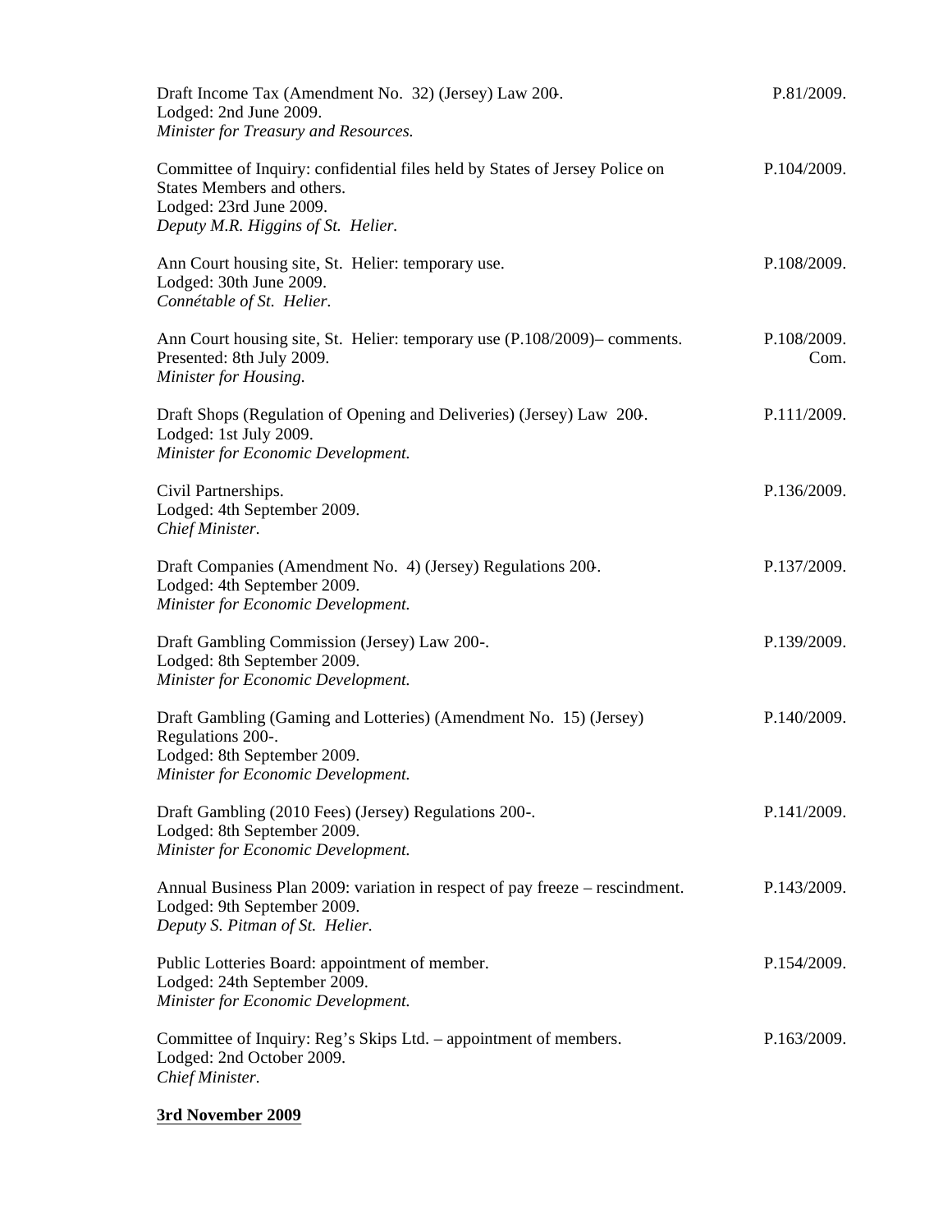Draft Income Tax (Amendment No. 32) (Jersey) Law 200-. P.81/2009.
Lodged: 2nd June 2009.
*Minister for Treasury and Resources.*

Committee of Inquiry: confidential files held by States of Jersey Police on States Members and others. P.104/2009.
Lodged: 23rd June 2009.
*Deputy M.R. Higgins of St. Helier.*

Ann Court housing site, St. Helier: temporary use. P.108/2009.
Lodged: 30th June 2009.
*Connétable of St. Helier.*

Ann Court housing site, St. Helier: temporary use (P.108/2009)– comments. P.108/2009. Com.
Presented: 8th July 2009.
*Minister for Housing.*

Draft Shops (Regulation of Opening and Deliveries) (Jersey) Law 200-. P.111/2009.
Lodged: 1st July 2009.
*Minister for Economic Development.*

Civil Partnerships. P.136/2009.
Lodged: 4th September 2009.
*Chief Minister.*

Draft Companies (Amendment No. 4) (Jersey) Regulations 200-. P.137/2009.
Lodged: 4th September 2009.
*Minister for Economic Development.*

Draft Gambling Commission (Jersey) Law 200-. P.139/2009.
Lodged: 8th September 2009.
*Minister for Economic Development.*

Draft Gambling (Gaming and Lotteries) (Amendment No. 15) (Jersey) Regulations 200-. P.140/2009.
Lodged: 8th September 2009.
*Minister for Economic Development.*

Draft Gambling (2010 Fees) (Jersey) Regulations 200-. P.141/2009.
Lodged: 8th September 2009.
*Minister for Economic Development.*

Annual Business Plan 2009: variation in respect of pay freeze – rescindment. P.143/2009.
Lodged: 9th September 2009.
*Deputy S. Pitman of St. Helier.*

Public Lotteries Board: appointment of member. P.154/2009.
Lodged: 24th September 2009.
*Minister for Economic Development.*

Committee of Inquiry: Reg's Skips Ltd. – appointment of members. P.163/2009.
Lodged: 2nd October 2009.
*Chief Minister.*

**3rd November 2009**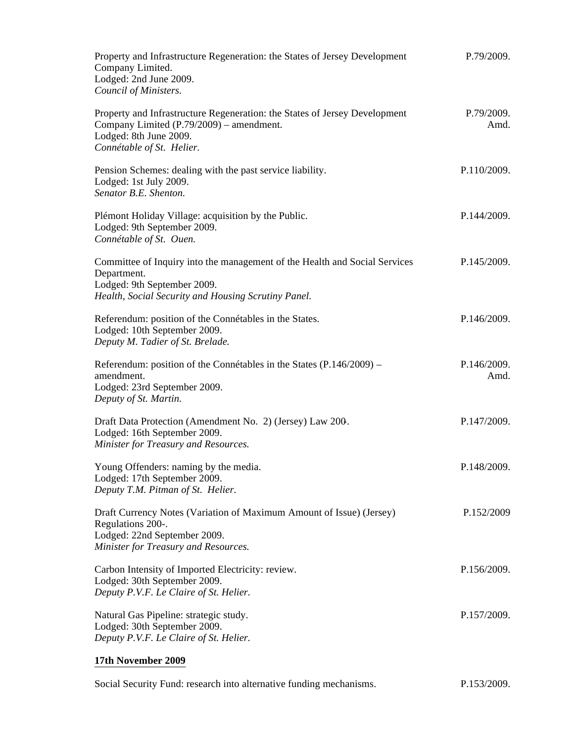| | |
|---|---|
| Property and Infrastructure Regeneration: the States of Jersey Development Company Limited.<br>Lodged: 2nd June 2009.<br>*Council of Ministers.* | P.79/2009. |
| Property and Infrastructure Regeneration: the States of Jersey Development Company Limited (P.79/2009) – amendment.<br>Lodged: 8th June 2009.<br>*Connétable of St. Helier.* | P.79/2009. Amd. |
| Pension Schemes: dealing with the past service liability.<br>Lodged: 1st July 2009.<br>*Senator B.E. Shenton.* | P.110/2009. |
| Plémont Holiday Village: acquisition by the Public.<br>Lodged: 9th September 2009.<br>*Connétable of St. Ouen.* | P.144/2009. |
| Committee of Inquiry into the management of the Health and Social Services Department.<br>Lodged: 9th September 2009.<br>*Health, Social Security and Housing Scrutiny Panel.* | P.145/2009. |
| Referendum: position of the Connétables in the States.<br>Lodged: 10th September 2009.<br>*Deputy M. Tadier of St. Brelade.* | P.146/2009. |
| Referendum: position of the Connétables in the States (P.146/2009) – amendment.<br>Lodged: 23rd September 2009.<br>*Deputy of St. Martin.* | P.146/2009. Amd. |
| Draft Data Protection (Amendment No. 2) (Jersey) Law 200-.<br>Lodged: 16th September 2009.<br>*Minister for Treasury and Resources.* | P.147/2009. |
| Young Offenders: naming by the media.<br>Lodged: 17th September 2009.<br>*Deputy T.M. Pitman of St. Helier.* | P.148/2009. |
| Draft Currency Notes (Variation of Maximum Amount of Issue) (Jersey) Regulations 200-.<br>Lodged: 22nd September 2009.<br>*Minister for Treasury and Resources.* | P.152/2009 |
| Carbon Intensity of Imported Electricity: review.<br>Lodged: 30th September 2009.<br>*Deputy P.V.F. Le Claire of St. Helier.* | P.156/2009. |
| Natural Gas Pipeline: strategic study.<br>Lodged: 30th September 2009.<br>*Deputy P.V.F. Le Claire of St. Helier.* | P.157/2009. |

**17th November 2009**

| | |
|---|---|
| Social Security Fund: research into alternative funding mechanisms. | P.153/2009. |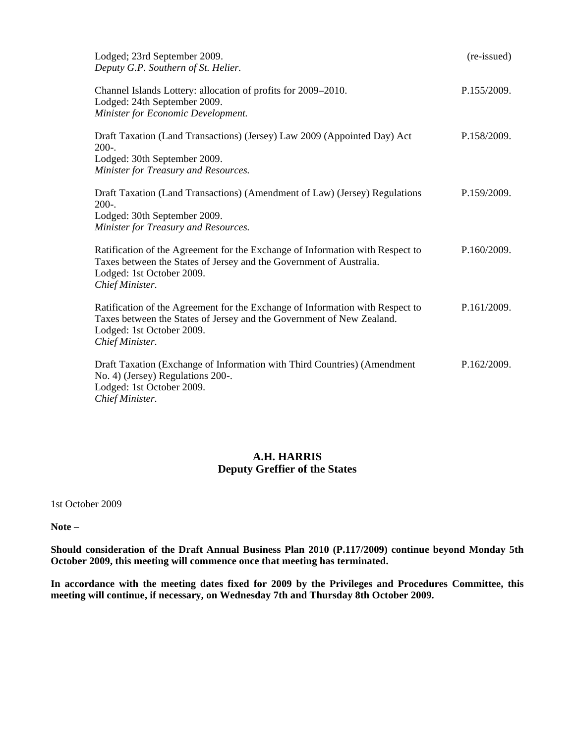Lodged; 23rd September 2009. (re-issued)
*Deputy G.P. Southern of St. Helier.*

Channel Islands Lottery: allocation of profits for 2009–2010. P.155/2009.
Lodged: 24th September 2009.
*Minister for Economic Development.*

Draft Taxation (Land Transactions) (Jersey) Law 2009 (Appointed Day) Act 200-. P.158/2009.
Lodged: 30th September 2009.
*Minister for Treasury and Resources.*

Draft Taxation (Land Transactions) (Amendment of Law) (Jersey) Regulations 200-. P.159/2009.
Lodged: 30th September 2009.
*Minister for Treasury and Resources.*

Ratification of the Agreement for the Exchange of Information with Respect to Taxes between the States of Jersey and the Government of Australia. P.160/2009.
Lodged: 1st October 2009.
*Chief Minister.*

Ratification of the Agreement for the Exchange of Information with Respect to Taxes between the States of Jersey and the Government of New Zealand. P.161/2009.
Lodged: 1st October 2009.
*Chief Minister.*

Draft Taxation (Exchange of Information with Third Countries) (Amendment No. 4) (Jersey) Regulations 200-. P.162/2009.
Lodged: 1st October 2009.
*Chief Minister.*

**A.H. HARRIS**
**Deputy Greffier of the States**

1st October 2009

**Note –**

**Should consideration of the Draft Annual Business Plan 2010 (P.117/2009) continue beyond Monday 5th October 2009, this meeting will commence once that meeting has terminated.**

**In accordance with the meeting dates fixed for 2009 by the Privileges and Procedures Committee, this meeting will continue, if necessary, on Wednesday 7th and Thursday 8th October 2009.**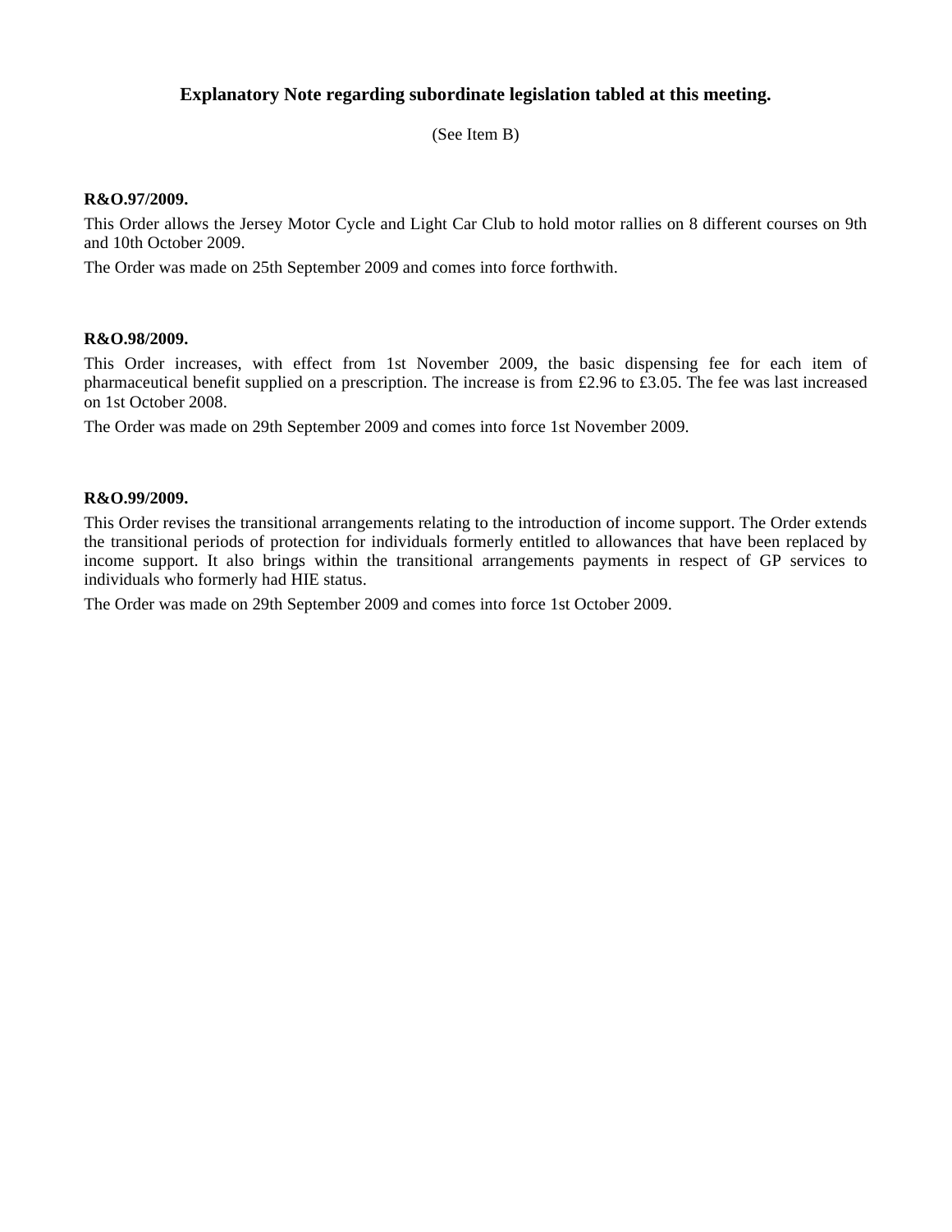## Explanatory Note regarding subordinate legislation tabled at this meeting.

(See Item B)

**R&O.97/2009.**

This Order allows the Jersey Motor Cycle and Light Car Club to hold motor rallies on 8 different courses on 9th and 10th October 2009.

The Order was made on 25th September 2009 and comes into force forthwith.

**R&O.98/2009.**

This Order increases, with effect from 1st November 2009, the basic dispensing fee for each item of pharmaceutical benefit supplied on a prescription. The increase is from £2.96 to £3.05. The fee was last increased on 1st October 2008.

The Order was made on 29th September 2009 and comes into force 1st November 2009.

**R&O.99/2009.**

This Order revises the transitional arrangements relating to the introduction of income support. The Order extends the transitional periods of protection for individuals formerly entitled to allowances that have been replaced by income support. It also brings within the transitional arrangements payments in respect of GP services to individuals who formerly had HIE status.

The Order was made on 29th September 2009 and comes into force 1st October 2009.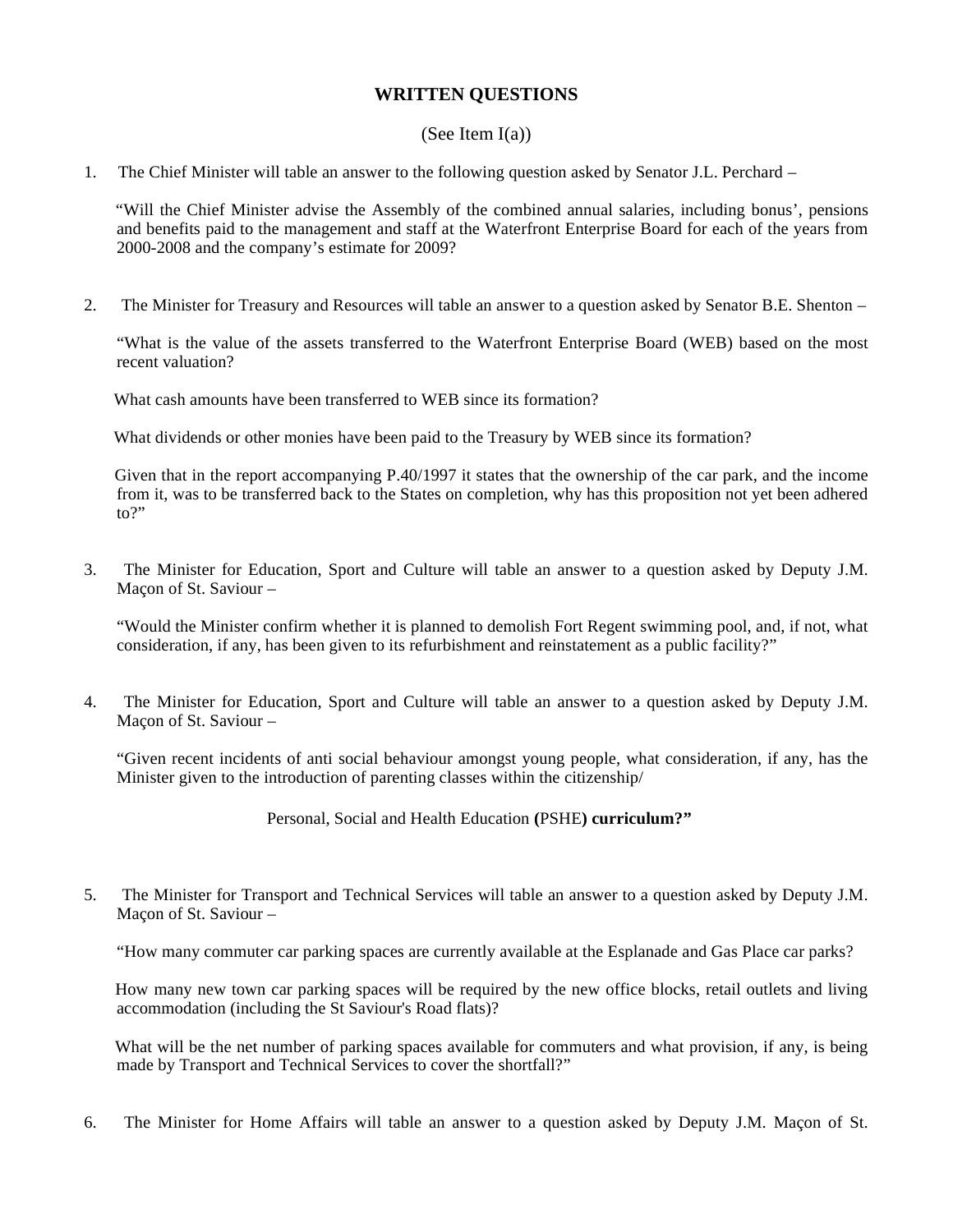## WRITTEN QUESTIONS

(See Item I(a))

1. The Chief Minister will table an answer to the following question asked by Senator J.L. Perchard –

   "Will the Chief Minister advise the Assembly of the combined annual salaries, including bonus', pensions and benefits paid to the management and staff at the Waterfront Enterprise Board for each of the years from 2000-2008 and the company's estimate for 2009?

2. The Minister for Treasury and Resources will table an answer to a question asked by Senator B.E. Shenton –

   "What is the value of the assets transferred to the Waterfront Enterprise Board (WEB) based on the most recent valuation?

   What cash amounts have been transferred to WEB since its formation?

   What dividends or other monies have been paid to the Treasury by WEB since its formation?

   Given that in the report accompanying P.40/1997 it states that the ownership of the car park, and the income from it, was to be transferred back to the States on completion, why has this proposition not yet been adhered to?"

3. The Minister for Education, Sport and Culture will table an answer to a question asked by Deputy J.M. Maçon of St. Saviour –

   "Would the Minister confirm whether it is planned to demolish Fort Regent swimming pool, and, if not, what consideration, if any, has been given to its refurbishment and reinstatement as a public facility?"

4. The Minister for Education, Sport and Culture will table an answer to a question asked by Deputy J.M. Maçon of St. Saviour –

   "Given recent incidents of anti social behaviour amongst young people, what consideration, if any, has the Minister given to the introduction of parenting classes within the citizenship/

   Personal, Social and Health Education **(**PSHE**) curriculum?"**

5. The Minister for Transport and Technical Services will table an answer to a question asked by Deputy J.M. Maçon of St. Saviour –

   "How many commuter car parking spaces are currently available at the Esplanade and Gas Place car parks?

   How many new town car parking spaces will be required by the new office blocks, retail outlets and living accommodation (including the St Saviour's Road flats)?

   What will be the net number of parking spaces available for commuters and what provision, if any, is being made by Transport and Technical Services to cover the shortfall?"

6. The Minister for Home Affairs will table an answer to a question asked by Deputy J.M. Maçon of St.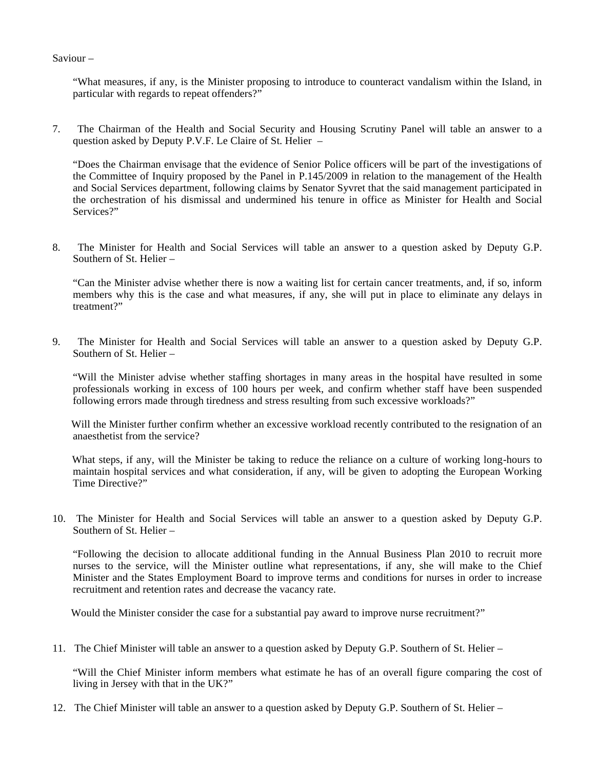Saviour –

> "What measures, if any, is the Minister proposing to introduce to counteract vandalism within the Island, in particular with regards to repeat offenders?"

7. The Chairman of the Health and Social Security and Housing Scrutiny Panel will table an answer to a question asked by Deputy P.V.F. Le Claire of St. Helier –

   "Does the Chairman envisage that the evidence of Senior Police officers will be part of the investigations of the Committee of Inquiry proposed by the Panel in P.145/2009 in relation to the management of the Health and Social Services department, following claims by Senator Syvret that the said management participated in the orchestration of his dismissal and undermined his tenure in office as Minister for Health and Social Services?"

8. The Minister for Health and Social Services will table an answer to a question asked by Deputy G.P. Southern of St. Helier –

   "Can the Minister advise whether there is now a waiting list for certain cancer treatments, and, if so, inform members why this is the case and what measures, if any, she will put in place to eliminate any delays in treatment?"

9. The Minister for Health and Social Services will table an answer to a question asked by Deputy G.P. Southern of St. Helier –

   "Will the Minister advise whether staffing shortages in many areas in the hospital have resulted in some professionals working in excess of 100 hours per week, and confirm whether staff have been suspended following errors made through tiredness and stress resulting from such excessive workloads?"

   Will the Minister further confirm whether an excessive workload recently contributed to the resignation of an anaesthetist from the service?

   What steps, if any, will the Minister be taking to reduce the reliance on a culture of working long-hours to maintain hospital services and what consideration, if any, will be given to adopting the European Working Time Directive?"

10. The Minister for Health and Social Services will table an answer to a question asked by Deputy G.P. Southern of St. Helier –

    "Following the decision to allocate additional funding in the Annual Business Plan 2010 to recruit more nurses to the service, will the Minister outline what representations, if any, she will make to the Chief Minister and the States Employment Board to improve terms and conditions for nurses in order to increase recruitment and retention rates and decrease the vacancy rate.

    Would the Minister consider the case for a substantial pay award to improve nurse recruitment?"

11. The Chief Minister will table an answer to a question asked by Deputy G.P. Southern of St. Helier –

    "Will the Chief Minister inform members what estimate he has of an overall figure comparing the cost of living in Jersey with that in the UK?"

12. The Chief Minister will table an answer to a question asked by Deputy G.P. Southern of St. Helier –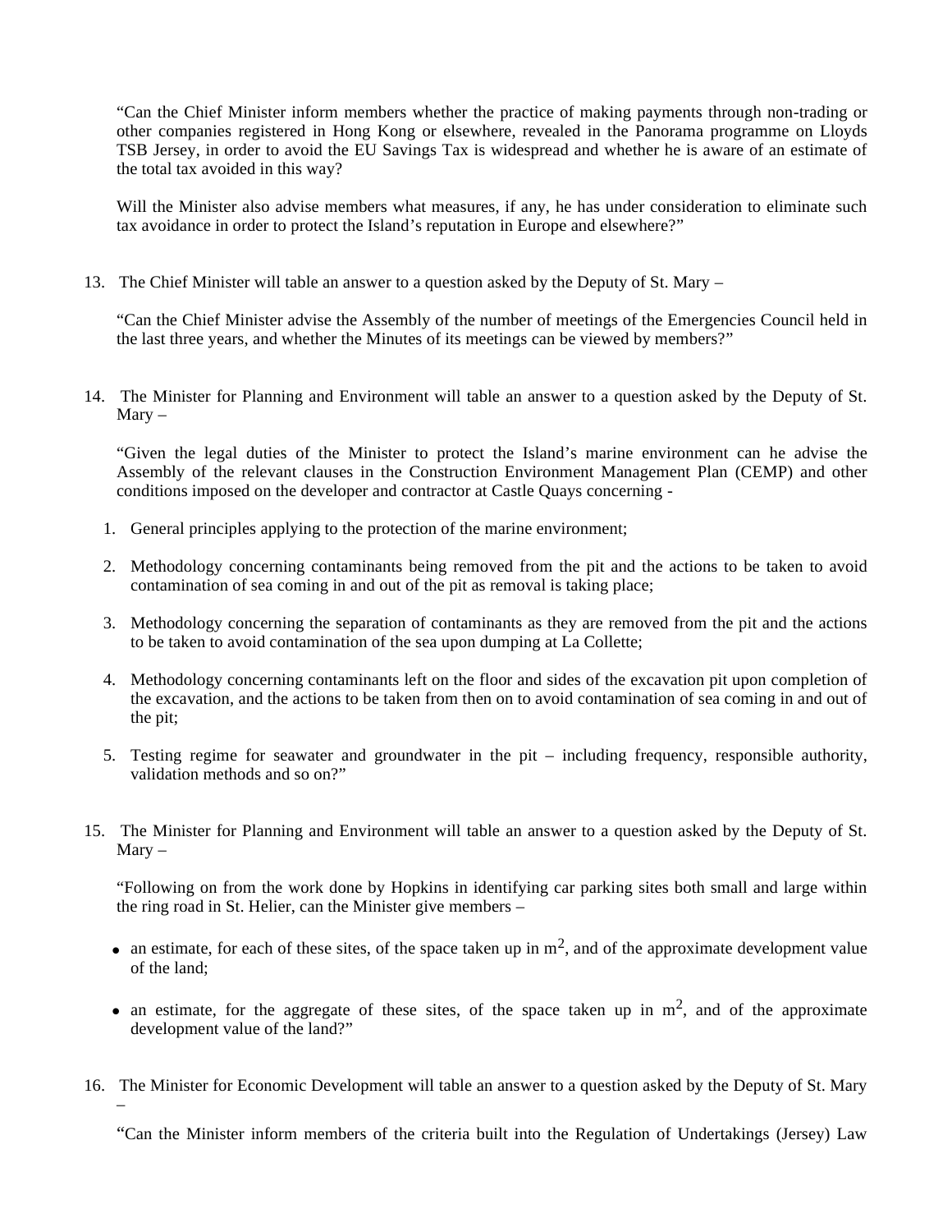"Can the Chief Minister inform members whether the practice of making payments through non-trading or other companies registered in Hong Kong or elsewhere, revealed in the Panorama programme on Lloyds TSB Jersey, in order to avoid the EU Savings Tax is widespread and whether he is aware of an estimate of the total tax avoided in this way?

Will the Minister also advise members what measures, if any, he has under consideration to eliminate such tax avoidance in order to protect the Island's reputation in Europe and elsewhere?"

13. The Chief Minister will table an answer to a question asked by the Deputy of St. Mary –

"Can the Chief Minister advise the Assembly of the number of meetings of the Emergencies Council held in the last three years, and whether the Minutes of its meetings can be viewed by members?"

14. The Minister for Planning and Environment will table an answer to a question asked by the Deputy of St. Mary –

"Given the legal duties of the Minister to protect the Island's marine environment can he advise the Assembly of the relevant clauses in the Construction Environment Management Plan (CEMP) and other conditions imposed on the developer and contractor at Castle Quays concerning -

1. General principles applying to the protection of the marine environment;
2. Methodology concerning contaminants being removed from the pit and the actions to be taken to avoid contamination of sea coming in and out of the pit as removal is taking place;
3. Methodology concerning the separation of contaminants as they are removed from the pit and the actions to be taken to avoid contamination of the sea upon dumping at La Collette;
4. Methodology concerning contaminants left on the floor and sides of the excavation pit upon completion of the excavation, and the actions to be taken from then on to avoid contamination of sea coming in and out of the pit;
5. Testing regime for seawater and groundwater in the pit – including frequency, responsible authority, validation methods and so on?"

15. The Minister for Planning and Environment will table an answer to a question asked by the Deputy of St. Mary –

"Following on from the work done by Hopkins in identifying car parking sites both small and large within the ring road in St. Helier, can the Minister give members –

- an estimate, for each of these sites, of the space taken up in $m^2$, and of the approximate development value of the land;
- an estimate, for the aggregate of these sites, of the space taken up in $m^2$, and of the approximate development value of the land?"

16. The Minister for Economic Development will table an answer to a question asked by the Deputy of St. Mary –

"Can the Minister inform members of the criteria built into the Regulation of Undertakings (Jersey) Law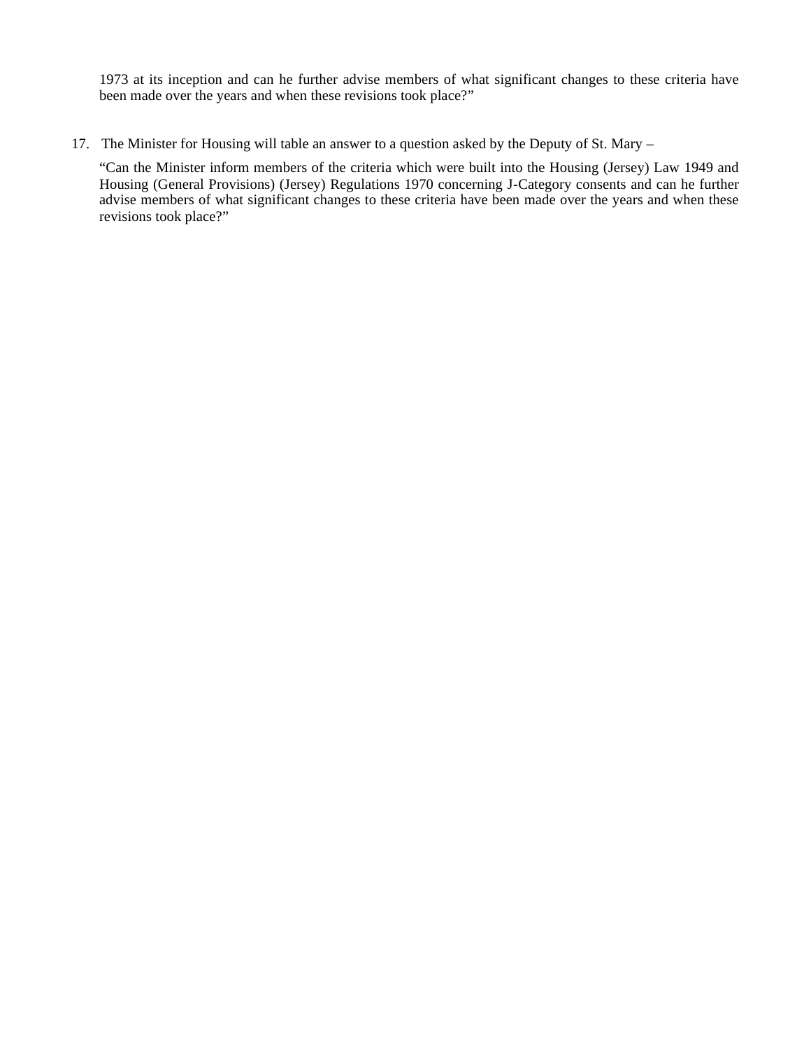1973 at its inception and can he further advise members of what significant changes to these criteria have been made over the years and when these revisions took place?"

17. The Minister for Housing will table an answer to a question asked by the Deputy of St. Mary –

"Can the Minister inform members of the criteria which were built into the Housing (Jersey) Law 1949 and Housing (General Provisions) (Jersey) Regulations 1970 concerning J-Category consents and can he further advise members of what significant changes to these criteria have been made over the years and when these revisions took place?"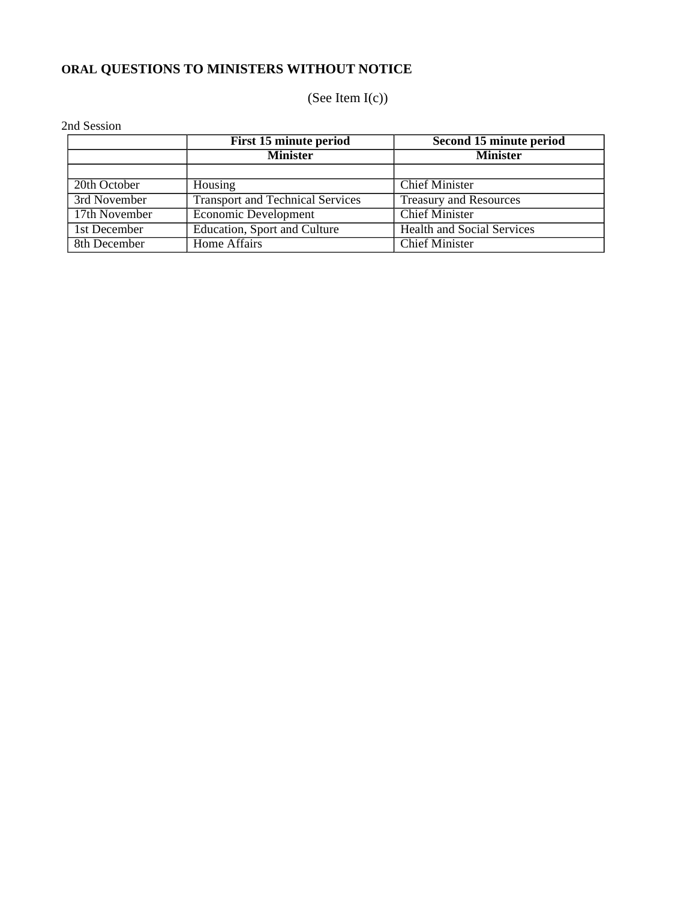**ORAL QUESTIONS TO MINISTERS WITHOUT NOTICE**

(See Item I(c))

2nd Session

| | First 15 minute period | Second 15 minute period |
|---|---|---|
| | **Minister** | **Minister** |
| | | |
| 20th October | Housing | Chief Minister |
| 3rd November | Transport and Technical Services | Treasury and Resources |
| 17th November | Economic Development | Chief Minister |
| 1st December | Education, Sport and Culture | Health and Social Services |
| 8th December | Home Affairs | Chief Minister |